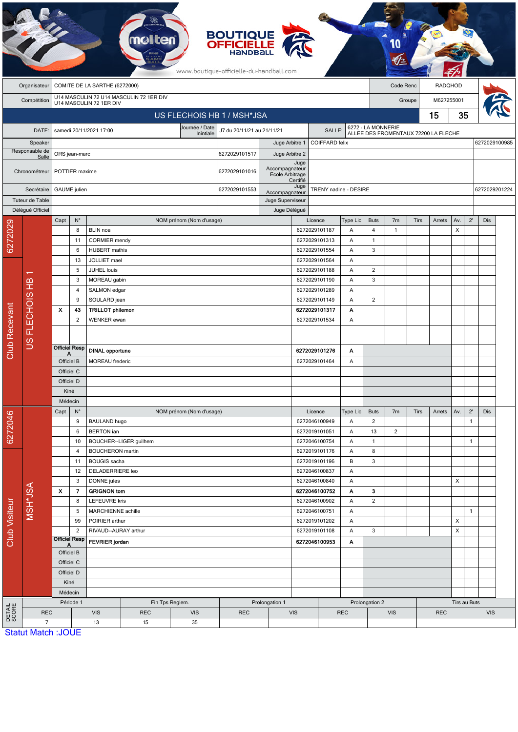BOUTIQUE OFFICIELLE HANDBALL

www.boutique-officielle-du-handball.com

| | | | |
|---|---|---|---|
| Organisateur | COMITE DE LA SARTHE (6272000) | Code Renc | RADQHOD |
| Compétition | U14 MASCULIN 72 U14 MASCULIN 72 1ER DIV U14 MASCULIN 72 1ER DIV | Groupe | M627255001 |

## US FLECHOIS HB 1 / MSH*JSA — 15 — 35

| | | | | | |
|---|---|---|---|---|---|
| DATE: | samedi 20/11/2021 17:00 | Journée / Date Inintiale | J7 du 20/11/21 au 21/11/21 | SALLE: | 6272 - LA MONNERIE ALLEE DES FROMENTAUX 72200 LA FLECHE |

| | | | | | |
|---|---|---|---|---|---|
| Speaker | | | Juge Arbitre 1 | COIFFARD felix | 6272029100985 |
| Responsable de Salle | ORS jean-marc | 6272029101517 | Juge Arbitre 2 | | |
| Chronométreur | POTTIER maxime | 6272029101016 | Juge Accompagnateur Ecole Arbitrage Certifié | | |
| Secrétaire | GAUME julien | 6272029101553 | Juge Accompagnateur | TRENY nadine - DESIRE | 6272029201224 |
| Tuteur de Table | | | Juge Superviseur | | |
| Délégué Officiel | | | Juge Délégué | | |

### Club Recevant — 6272029 — US FLECHOIS HB 1

| Capt | N° | NOM prénom (Nom d'usage) | Licence | Type Lic | Buts | 7m | Tirs | Arrets | Av. | 2' | Dis |
|---|---|---|---|---|---|---|---|---|---|---|---|
| | 8 | BLIN noa | 6272029101187 | A | 4 | 1 | | | X | | |
| | 11 | CORMIER mendy | 6272029101313 | A | 1 | | | | | | |
| | 6 | HUBERT mathis | 6272029101554 | A | 3 | | | | | | |
| | 13 | JOLLIET mael | 6272029101564 | A | | | | | | | |
| | 5 | JUHEL louis | 6272029101188 | A | 2 | | | | | | |
| | 3 | MOREAU gabin | 6272029101190 | A | 3 | | | | | | |
| | 4 | SALMON edgar | 6272029101289 | A | | | | | | | |
| | 9 | SOULARD jean | 6272029101149 | A | 2 | | | | | | |
| **X** | **43** | **TRILLOT philemon** | **6272029101317** | **A** | | | | | | | |
| | 2 | WENKER ewan | 6272029101534 | A | | | | | | | |
| Officiel Resp A | | **DINAL opportune** | **6272029101276** | **A** | | | | | | | |
| Officiel B | | MOREAU frederic | 6272029101464 | A | | | | | | | |
| Officiel C | | | | | | | | | | | |
| Officiel D | | | | | | | | | | | |
| Kiné | | | | | | | | | | | |
| Médecin | | | | | | | | | | | |

### Club Visiteur — 6272046 — MSH*JSA

| Capt | N° | NOM prénom (Nom d'usage) | Licence | Type Lic | Buts | 7m | Tirs | Arrets | Av. | 2' | Dis |
|---|---|---|---|---|---|---|---|---|---|---|---|
| | 9 | BAULAND hugo | 6272046100949 | A | 2 | | | | | 1 | |
| | 6 | BERTON ian | 6272019101051 | A | 13 | 2 | | | | | |
| | 10 | BOUCHER--LIGER guilhem | 6272046100754 | A | 1 | | | | | 1 | |
| | 4 | BOUCHERON martin | 6272019101176 | A | 8 | | | | | | |
| | 11 | BOUGIS sacha | 6272019101196 | B | 3 | | | | | | |
| | 12 | DELADERRIERE leo | 6272046100837 | A | | | | | | | |
| | 3 | DONNE jules | 6272046100840 | A | | | | | X | | |
| **X** | **7** | **GRIGNON tom** | **6272046100752** | **A** | **3** | | | | | | |
| | 8 | LEFEUVRE kris | 6272046100902 | A | 2 | | | | | | |
| | 5 | MARCHIENNE achille | 6272046100751 | A | | | | | | 1 | |
| | 99 | POIRIER arthur | 6272019101202 | A | | | | | X | | |
| | 2 | RIVAUD--AURAY arthur | 6272019101108 | A | 3 | | | | X | | |
| Officiel Resp A | | **FEVRIER jordan** | **6272046100953** | **A** | | | | | | | |
| Officiel B | | | | | | | | | | | |
| Officiel C | | | | | | | | | | | |
| Officiel D | | | | | | | | | | | |
| Kiné | | | | | | | | | | | |
| Médecin | | | | | | | | | | | |

### DETAIL SCORE

| Période 1 | | Fin Tps Reglem. | | Prolongation 1 | | Prolongation 2 | | Tirs au Buts | |
|---|---|---|---|---|---|---|---|---|---|
| REC | VIS | REC | VIS | REC | VIS | REC | VIS | REC | VIS |
| 7 | 13 | 15 | 35 | | | | | | |

Statut Match :JOUE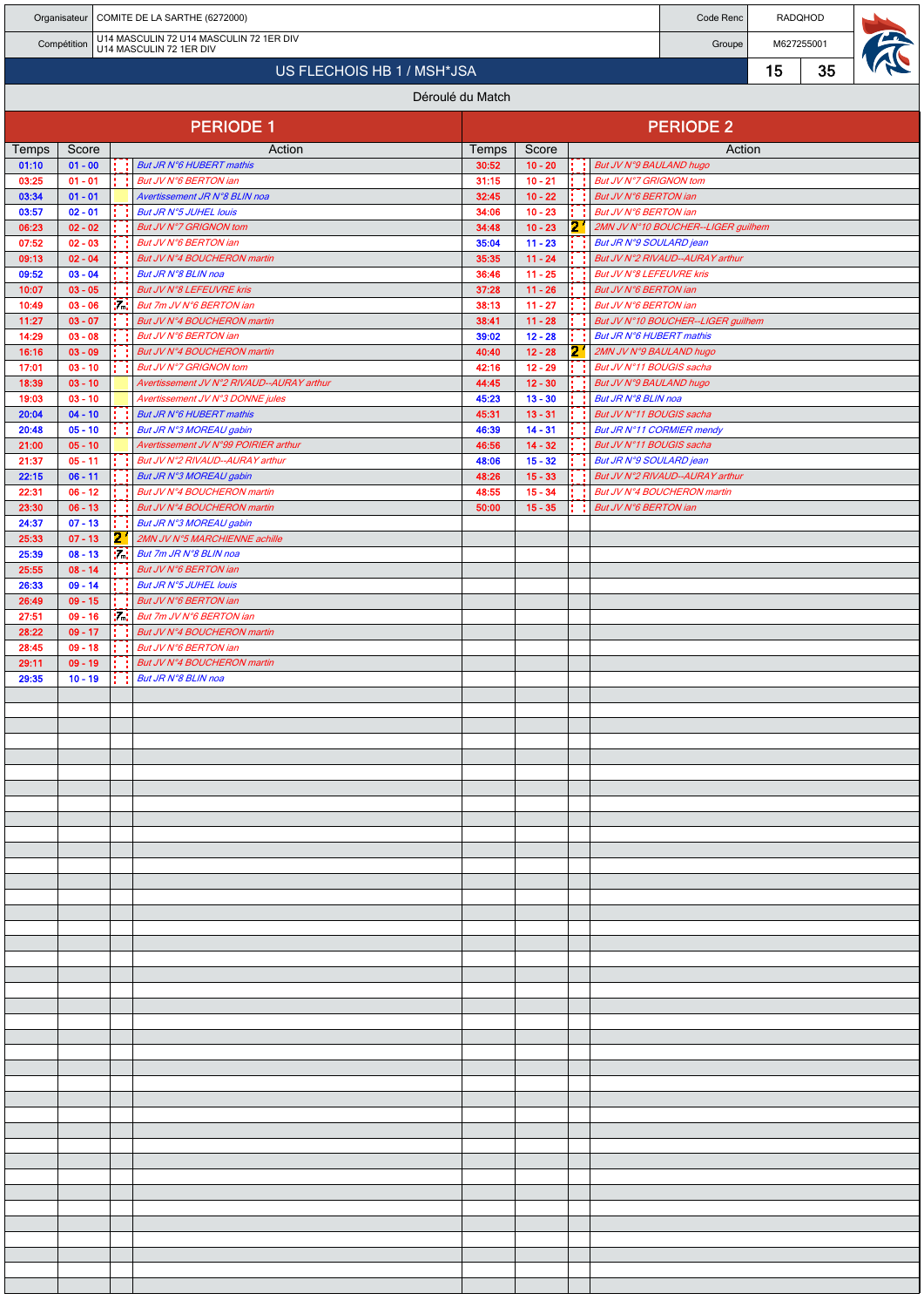| Organisateur | COMITE DE LA SARTHE (6272000) | Code Renc | RADQHOD |
|---|---|---|---|
| Compétition | U14 MASCULIN 72 U14 MASCULIN 72 1ER DIV U14 MASCULIN 72 1ER DIV | Groupe | M627255001 |

## US FLECHOIS HB 1 / MSH*JSA — 15 - 35

### Déroulé du Match

| PERIODE 1 | | | | PERIODE 2 | | | |
|---|---|---|---|---|---|---|---|
| Temps | Score | | Action | Temps | Score | | Action |
| 01:10 | 01 - 00 | | But JR N°6 HUBERT mathis | 30:52 | 10 - 20 | | But JV N°9 BAULAND hugo |
| 03:25 | 01 - 01 | | But JV N°6 BERTON ian | 31:15 | 10 - 21 | | But JV N°7 GRIGNON tom |
| 03:34 | 01 - 01 | | Avertissement JR N°8 BLIN noa | 32:45 | 10 - 22 | | But JV N°6 BERTON ian |
| 03:57 | 02 - 01 | | But JR N°5 JUHEL louis | 34:06 | 10 - 23 | | But JV N°6 BERTON ian |
| 06:23 | 02 - 02 | | But JV N°7 GRIGNON tom | 34:48 | 10 - 23 | 2' | 2MN JV N°10 BOUCHER--LIGER guilhem |
| 07:52 | 02 - 03 | | But JV N°6 BERTON ian | 35:04 | 11 - 23 | | But JR N°9 SOULARD jean |
| 09:13 | 02 - 04 | | But JV N°4 BOUCHERON martin | 35:35 | 11 - 24 | | But JV N°2 RIVAUD--AURAY arthur |
| 09:52 | 03 - 04 | | But JR N°8 BLIN noa | 36:46 | 11 - 25 | | But JV N°8 LEFEUVRE kris |
| 10:07 | 03 - 05 | | But JV N°8 LEFEUVRE kris | 37:28 | 11 - 26 | | But JV N°6 BERTON ian |
| 10:49 | 03 - 06 | 7m | But 7m JV N°6 BERTON ian | 38:13 | 11 - 27 | | But JV N°6 BERTON ian |
| 11:27 | 03 - 07 | | But JV N°4 BOUCHERON martin | 38:41 | 11 - 28 | | But JV N°10 BOUCHER--LIGER guilhem |
| 14:29 | 03 - 08 | | But JV N°6 BERTON ian | 39:02 | 12 - 28 | | But JR N°6 HUBERT mathis |
| 16:16 | 03 - 09 | | But JV N°4 BOUCHERON martin | 40:40 | 12 - 28 | 2' | 2MN JV N°9 BAULAND hugo |
| 17:01 | 03 - 10 | | But JV N°7 GRIGNON tom | 42:16 | 12 - 29 | | But JV N°11 BOUGIS sacha |
| 18:39 | 03 - 10 | | Avertissement JV N°2 RIVAUD--AURAY arthur | 44:45 | 12 - 30 | | But JV N°9 BAULAND hugo |
| 19:03 | 03 - 10 | | Avertissement JV N°3 DONNE jules | 45:23 | 13 - 30 | | But JR N°8 BLIN noa |
| 20:04 | 04 - 10 | | But JR N°6 HUBERT mathis | 45:31 | 13 - 31 | | But JV N°11 BOUGIS sacha |
| 20:48 | 05 - 10 | | But JR N°3 MOREAU gabin | 46:39 | 14 - 31 | | But JR N°11 CORMIER mendy |
| 21:00 | 05 - 10 | | Avertissement JV N°99 POIRIER arthur | 46:56 | 14 - 32 | | But JV N°11 BOUGIS sacha |
| 21:37 | 05 - 11 | | But JV N°2 RIVAUD--AURAY arthur | 48:06 | 15 - 32 | | But JR N°9 SOULARD jean |
| 22:15 | 06 - 11 | | But JR N°3 MOREAU gabin | 48:26 | 15 - 33 | | But JV N°2 RIVAUD--AURAY arthur |
| 22:31 | 06 - 12 | | But JV N°4 BOUCHERON martin | 48:55 | 15 - 34 | | But JV N°4 BOUCHERON martin |
| 23:30 | 06 - 13 | | But JV N°4 BOUCHERON martin | 50:00 | 15 - 35 | | But JV N°6 BERTON ian |
| 24:37 | 07 - 13 | | But JR N°3 MOREAU gabin | | | | |
| 25:33 | 07 - 13 | 2' | 2MN JV N°5 MARCHIENNE achille | | | | |
| 25:39 | 08 - 13 | 7m | But 7m JR N°8 BLIN noa | | | | |
| 25:55 | 08 - 14 | | But JV N°6 BERTON ian | | | | |
| 26:33 | 09 - 14 | | But JR N°5 JUHEL louis | | | | |
| 26:49 | 09 - 15 | | But JV N°6 BERTON ian | | | | |
| 27:51 | 09 - 16 | 7m | But 7m JV N°6 BERTON ian | | | | |
| 28:22 | 09 - 17 | | But JV N°4 BOUCHERON martin | | | | |
| 28:45 | 09 - 18 | | But JV N°6 BERTON ian | | | | |
| 29:11 | 09 - 19 | | But JV N°4 BOUCHERON martin | | | | |
| 29:35 | 10 - 19 | | But JR N°8 BLIN noa | | | | |